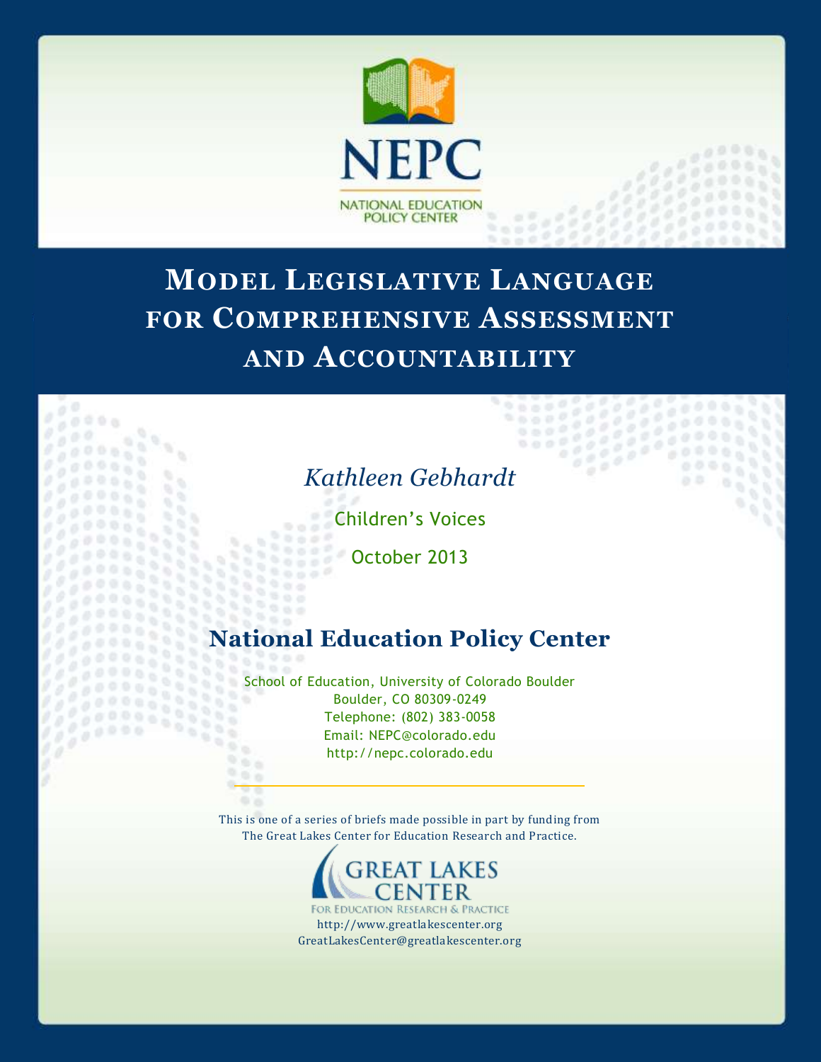NEPC

NATIONAL EDUCATION POLICY CENTER

# Model Legislative Language for Comprehensive Assessment and Accountability

*Kathleen Gebhardt*

Children's Voices

October 2013

## National Education Policy Center

School of Education, University of Colorado Boulder
Boulder, CO 80309-0249
Telephone: (802) 383-0058
Email: NEPC@colorado.edu
http://nepc.colorado.edu

This is one of a series of briefs made possible in part by funding from The Great Lakes Center for Education Research and Practice.

GREAT LAKES CENTER
FOR EDUCATION RESEARCH & PRACTICE

http://www.greatlakescenter.org
GreatLakesCenter@greatlakescenter.org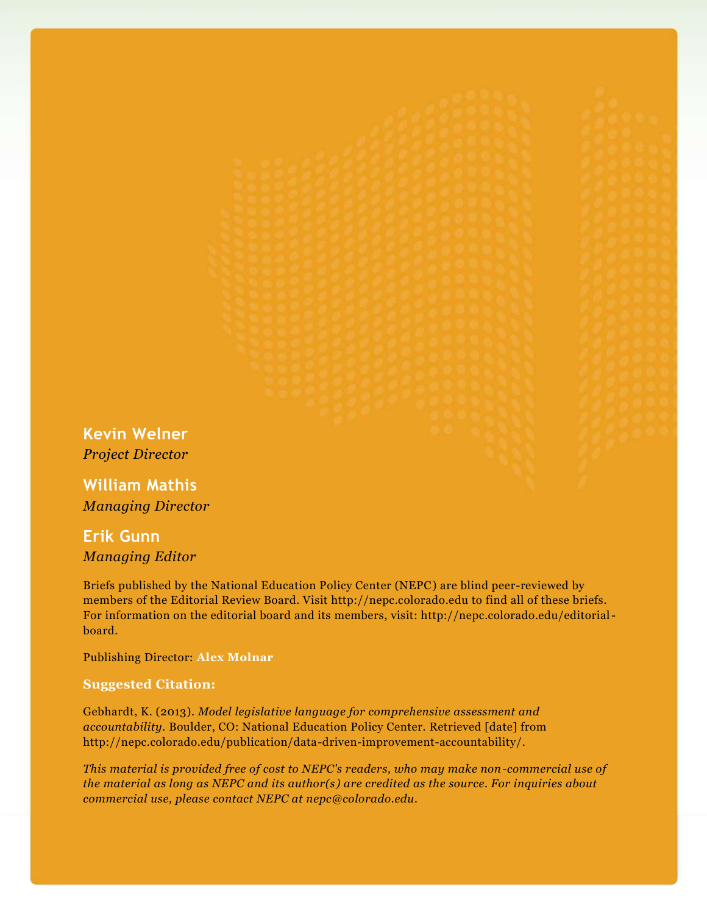**Kevin Welner**
*Project Director*

**William Mathis**
*Managing Director*

**Erik Gunn**
*Managing Editor*

Briefs published by the National Education Policy Center (NEPC) are blind peer-reviewed by members of the Editorial Review Board. Visit http://nepc.colorado.edu to find all of these briefs. For information on the editorial board and its members, visit: http://nepc.colorado.edu/editorial-board.

Publishing Director: **Alex Molnar**

**Suggested Citation:**

Gebhardt, K. (2013). *Model legislative language for comprehensive assessment and accountability*. Boulder, CO: National Education Policy Center. Retrieved [date] from http://nepc.colorado.edu/publication/data-driven-improvement-accountability/.

*This material is provided free of cost to NEPC's readers, who may make non-commercial use of the material as long as NEPC and its author(s) are credited as the source. For inquiries about commercial use, please contact NEPC at nepc@colorado.edu.*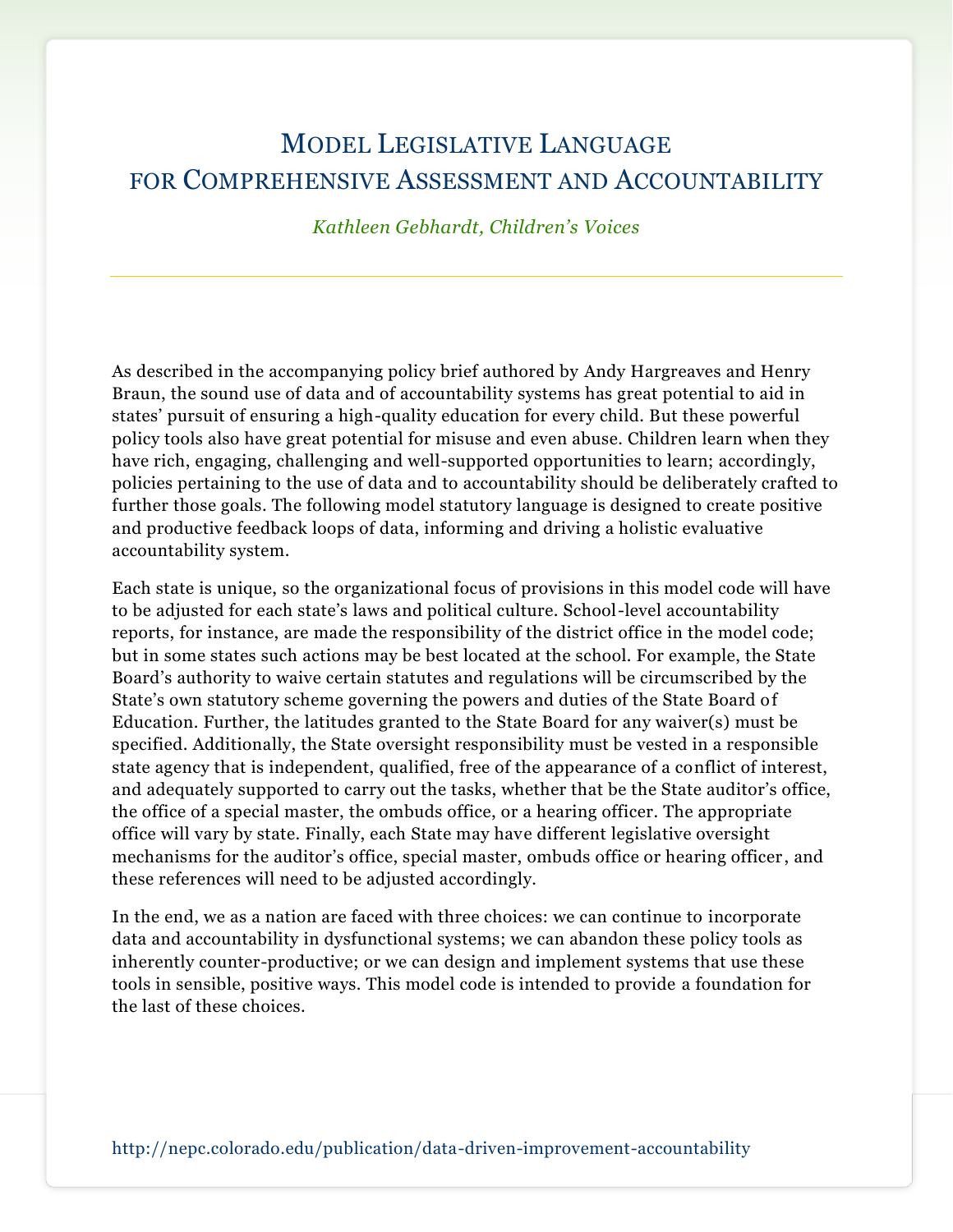# Model Legislative Language for Comprehensive Assessment and Accountability

*Kathleen Gebhardt, Children's Voices*

As described in the accompanying policy brief authored by Andy Hargreaves and Henry Braun, the sound use of data and of accountability systems has great potential to aid in states' pursuit of ensuring a high-quality education for every child. But these powerful policy tools also have great potential for misuse and even abuse. Children learn when they have rich, engaging, challenging and well-supported opportunities to learn; accordingly, policies pertaining to the use of data and to accountability should be deliberately crafted to further those goals. The following model statutory language is designed to create positive and productive feedback loops of data, informing and driving a holistic evaluative accountability system.

Each state is unique, so the organizational focus of provisions in this model code will have to be adjusted for each state's laws and political culture. School-level accountability reports, for instance, are made the responsibility of the district office in the model code; but in some states such actions may be best located at the school. For example, the State Board's authority to waive certain statutes and regulations will be circumscribed by the State's own statutory scheme governing the powers and duties of the State Board of Education. Further, the latitudes granted to the State Board for any waiver(s) must be specified. Additionally, the State oversight responsibility must be vested in a responsible state agency that is independent, qualified, free of the appearance of a conflict of interest, and adequately supported to carry out the tasks, whether that be the State auditor's office, the office of a special master, the ombuds office, or a hearing officer. The appropriate office will vary by state. Finally, each State may have different legislative oversight mechanisms for the auditor's office, special master, ombuds office or hearing officer, and these references will need to be adjusted accordingly.

In the end, we as a nation are faced with three choices: we can continue to incorporate data and accountability in dysfunctional systems; we can abandon these policy tools as inherently counter-productive; or we can design and implement systems that use these tools in sensible, positive ways. This model code is intended to provide a foundation for the last of these choices.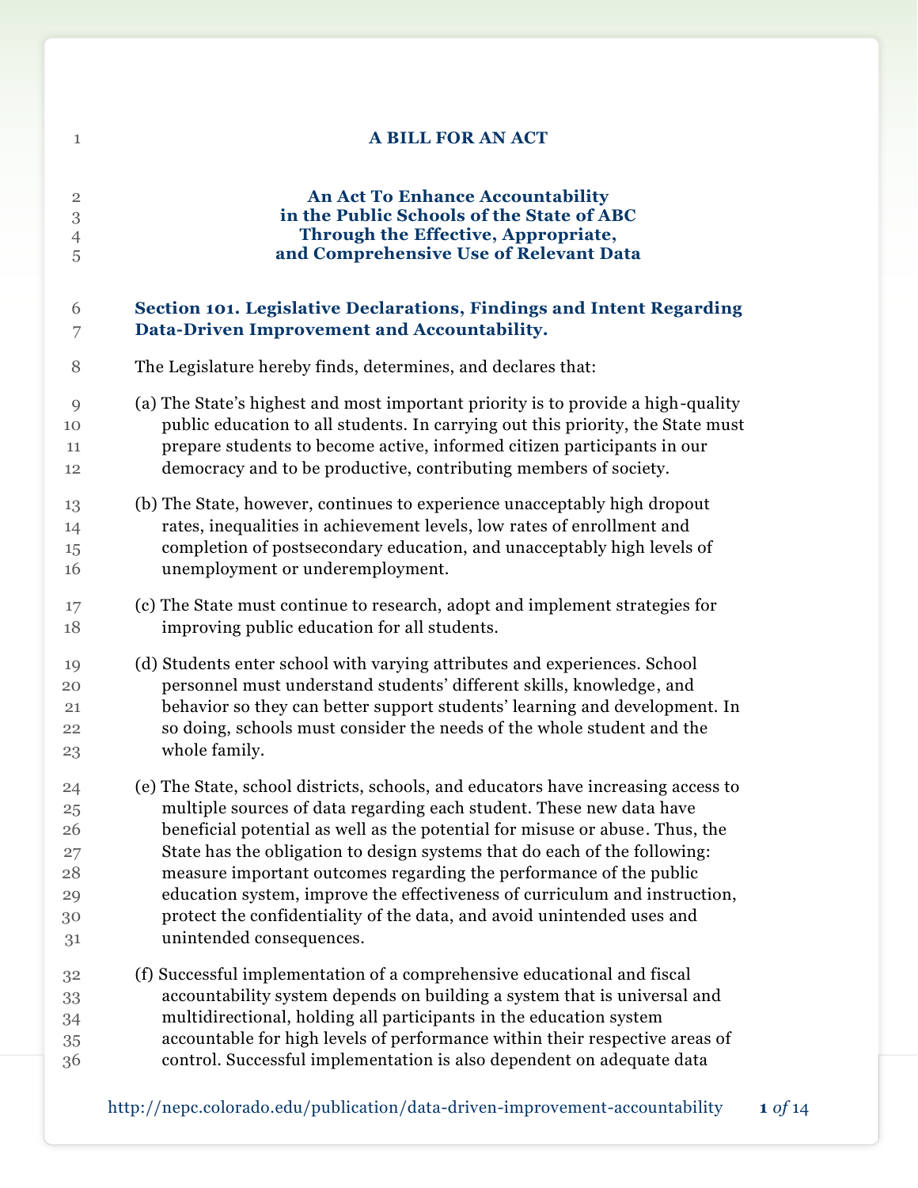# A BILL FOR AN ACT

## An Act To Enhance Accountability in the Public Schools of the State of ABC Through the Effective, Appropriate, and Comprehensive Use of Relevant Data

### Section 101. Legislative Declarations, Findings and Intent Regarding Data-Driven Improvement and Accountability.

The Legislature hereby finds, determines, and declares that:

(a) The State's highest and most important priority is to provide a high-quality public education to all students. In carrying out this priority, the State must prepare students to become active, informed citizen participants in our democracy and to be productive, contributing members of society.

(b) The State, however, continues to experience unacceptably high dropout rates, inequalities in achievement levels, low rates of enrollment and completion of postsecondary education, and unacceptably high levels of unemployment or underemployment.

(c) The State must continue to research, adopt and implement strategies for improving public education for all students.

(d) Students enter school with varying attributes and experiences. School personnel must understand students' different skills, knowledge, and behavior so they can better support students' learning and development. In so doing, schools must consider the needs of the whole student and the whole family.

(e) The State, school districts, schools, and educators have increasing access to multiple sources of data regarding each student. These new data have beneficial potential as well as the potential for misuse or abuse. Thus, the State has the obligation to design systems that do each of the following: measure important outcomes regarding the performance of the public education system, improve the effectiveness of curriculum and instruction, protect the confidentiality of the data, and avoid unintended uses and unintended consequences.

(f) Successful implementation of a comprehensive educational and fiscal accountability system depends on building a system that is universal and multidirectional, holding all participants in the education system accountable for high levels of performance within their respective areas of control. Successful implementation is also dependent on adequate data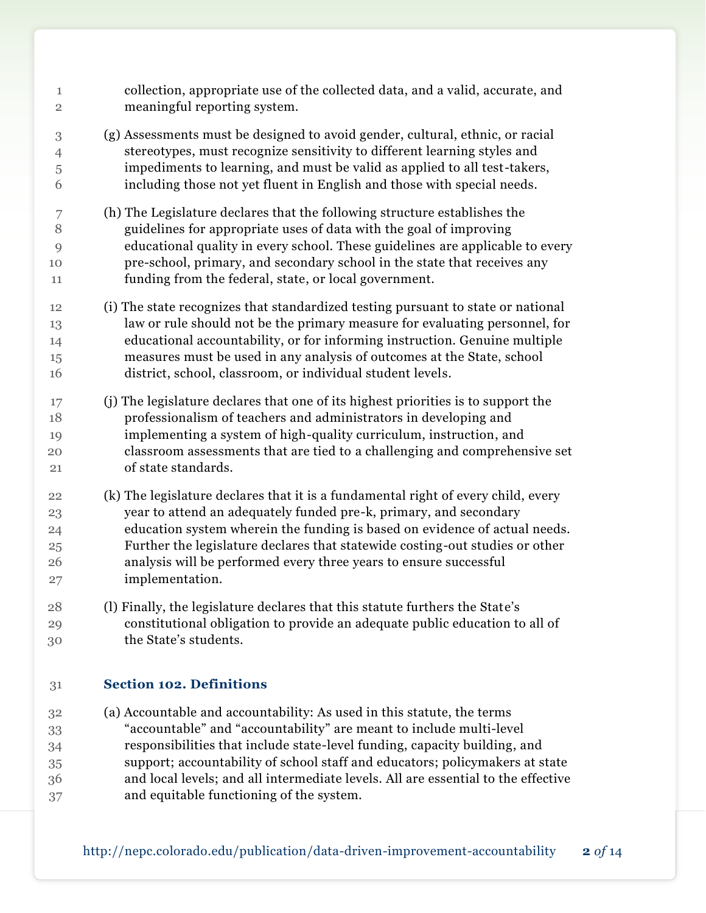collection, appropriate use of the collected data, and a valid, accurate, and meaningful reporting system.

(g) Assessments must be designed to avoid gender, cultural, ethnic, or racial stereotypes, must recognize sensitivity to different learning styles and impediments to learning, and must be valid as applied to all test-takers, including those not yet fluent in English and those with special needs.

(h) The Legislature declares that the following structure establishes the guidelines for appropriate uses of data with the goal of improving educational quality in every school. These guidelines are applicable to every pre-school, primary, and secondary school in the state that receives any funding from the federal, state, or local government.

(i) The state recognizes that standardized testing pursuant to state or national law or rule should not be the primary measure for evaluating personnel, for educational accountability, or for informing instruction. Genuine multiple measures must be used in any analysis of outcomes at the State, school district, school, classroom, or individual student levels.

(j) The legislature declares that one of its highest priorities is to support the professionalism of teachers and administrators in developing and implementing a system of high-quality curriculum, instruction, and classroom assessments that are tied to a challenging and comprehensive set of state standards.

(k) The legislature declares that it is a fundamental right of every child, every year to attend an adequately funded pre-k, primary, and secondary education system wherein the funding is based on evidence of actual needs. Further the legislature declares that statewide costing-out studies or other analysis will be performed every three years to ensure successful implementation.

(l) Finally, the legislature declares that this statute furthers the State's constitutional obligation to provide an adequate public education to all of the State's students.

### Section 102. Definitions

(a) Accountable and accountability: As used in this statute, the terms "accountable" and "accountability" are meant to include multi-level responsibilities that include state-level funding, capacity building, and support; accountability of school staff and educators; policymakers at state and local levels; and all intermediate levels. All are essential to the effective and equitable functioning of the system.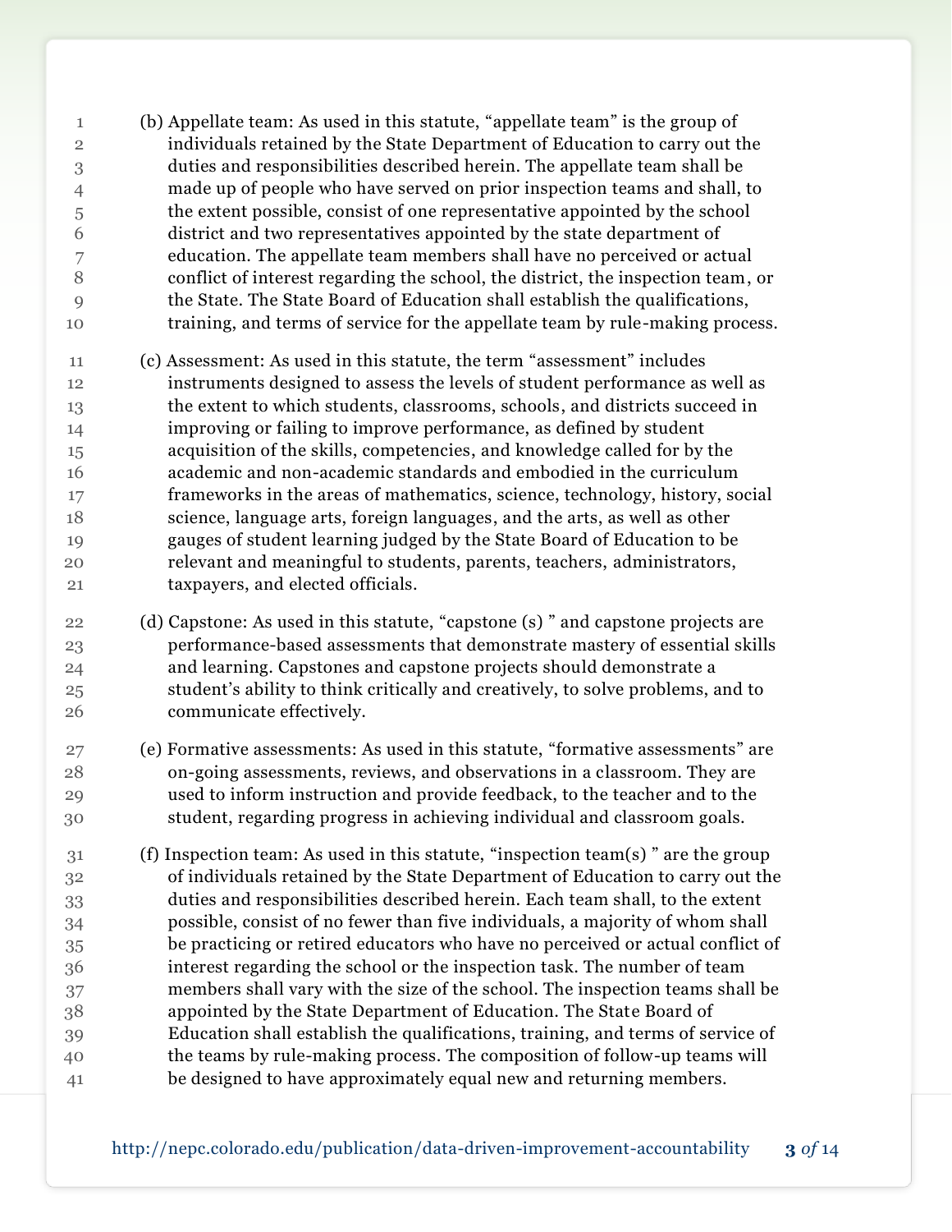(b) Appellate team: As used in this statute, “appellate team” is the group of individuals retained by the State Department of Education to carry out the duties and responsibilities described herein. The appellate team shall be made up of people who have served on prior inspection teams and shall, to the extent possible, consist of one representative appointed by the school district and two representatives appointed by the state department of education. The appellate team members shall have no perceived or actual conflict of interest regarding the school, the district, the inspection team, or the State. The State Board of Education shall establish the qualifications, training, and terms of service for the appellate team by rule-making process.

(c) Assessment: As used in this statute, the term “assessment” includes instruments designed to assess the levels of student performance as well as the extent to which students, classrooms, schools, and districts succeed in improving or failing to improve performance, as defined by student acquisition of the skills, competencies, and knowledge called for by the academic and non-academic standards and embodied in the curriculum frameworks in the areas of mathematics, science, technology, history, social science, language arts, foreign languages, and the arts, as well as other gauges of student learning judged by the State Board of Education to be relevant and meaningful to students, parents, teachers, administrators, taxpayers, and elected officials.

(d) Capstone: As used in this statute, “capstone (s) ” and capstone projects are performance-based assessments that demonstrate mastery of essential skills and learning. Capstones and capstone projects should demonstrate a student’s ability to think critically and creatively, to solve problems, and to communicate effectively.

(e) Formative assessments: As used in this statute, “formative assessments” are on-going assessments, reviews, and observations in a classroom. They are used to inform instruction and provide feedback, to the teacher and to the student, regarding progress in achieving individual and classroom goals.

(f) Inspection team: As used in this statute, “inspection team(s) ” are the group of individuals retained by the State Department of Education to carry out the duties and responsibilities described herein. Each team shall, to the extent possible, consist of no fewer than five individuals, a majority of whom shall be practicing or retired educators who have no perceived or actual conflict of interest regarding the school or the inspection task. The number of team members shall vary with the size of the school. The inspection teams shall be appointed by the State Department of Education. The State Board of Education shall establish the qualifications, training, and terms of service of the teams by rule-making process. The composition of follow-up teams will be designed to have approximately equal new and returning members.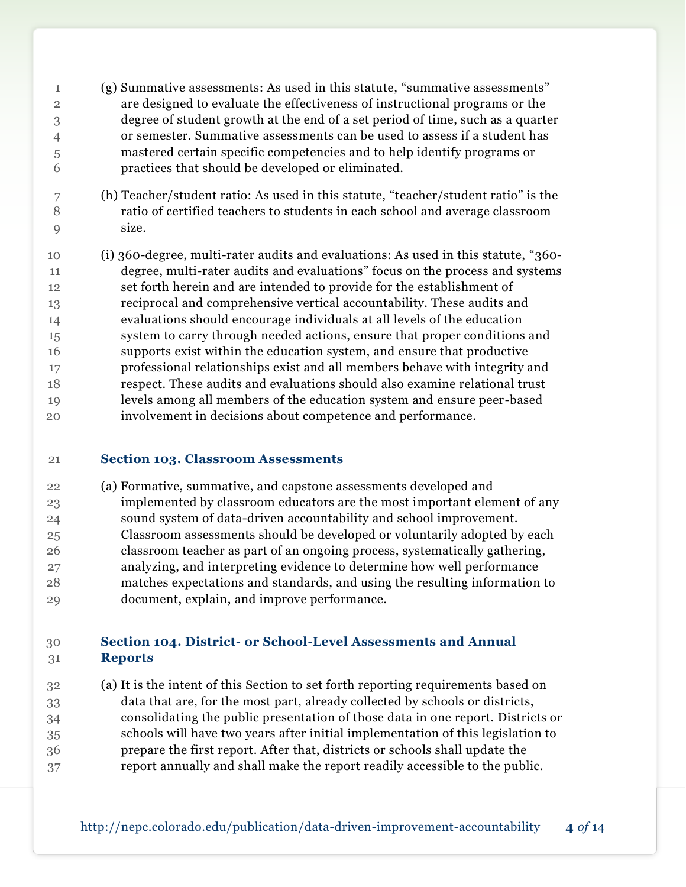(g) Summative assessments: As used in this statute, “summative assessments” are designed to evaluate the effectiveness of instructional programs or the degree of student growth at the end of a set period of time, such as a quarter or semester. Summative assessments can be used to assess if a student has mastered certain specific competencies and to help identify programs or practices that should be developed or eliminated.

(h) Teacher/student ratio: As used in this statute, “teacher/student ratio” is the ratio of certified teachers to students in each school and average classroom size.

(i) 360-degree, multi-rater audits and evaluations: As used in this statute, “360-degree, multi-rater audits and evaluations” focus on the process and systems set forth herein and are intended to provide for the establishment of reciprocal and comprehensive vertical accountability. These audits and evaluations should encourage individuals at all levels of the education system to carry through needed actions, ensure that proper conditions and supports exist within the education system, and ensure that productive professional relationships exist and all members behave with integrity and respect. These audits and evaluations should also examine relational trust levels among all members of the education system and ensure peer-based involvement in decisions about competence and performance.

### Section 103. Classroom Assessments

(a) Formative, summative, and capstone assessments developed and implemented by classroom educators are the most important element of any sound system of data-driven accountability and school improvement. Classroom assessments should be developed or voluntarily adopted by each classroom teacher as part of an ongoing process, systematically gathering, analyzing, and interpreting evidence to determine how well performance matches expectations and standards, and using the resulting information to document, explain, and improve performance.

### Section 104. District- or School-Level Assessments and Annual Reports

(a) It is the intent of this Section to set forth reporting requirements based on data that are, for the most part, already collected by schools or districts, consolidating the public presentation of those data in one report. Districts or schools will have two years after initial implementation of this legislation to prepare the first report. After that, districts or schools shall update the report annually and shall make the report readily accessible to the public.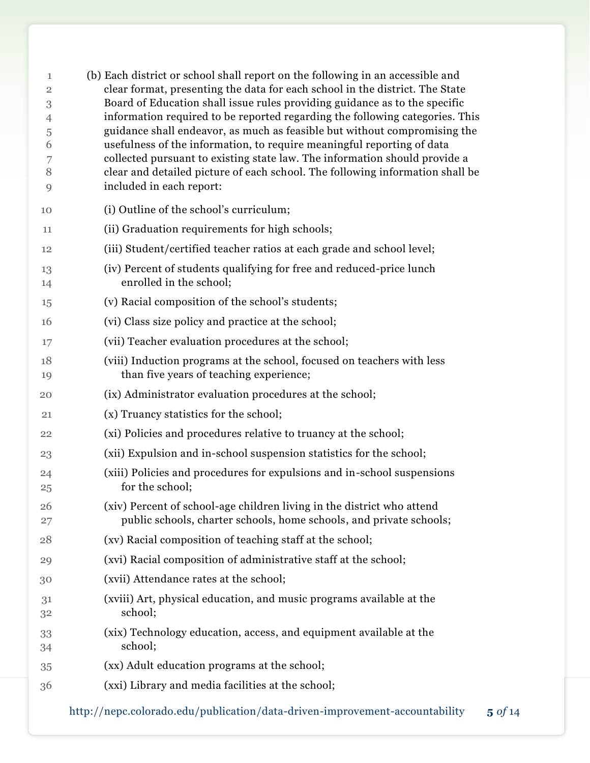(b) Each district or school shall report on the following in an accessible and clear format, presenting the data for each school in the district. The State Board of Education shall issue rules providing guidance as to the specific information required to be reported regarding the following categories. This guidance shall endeavor, as much as feasible but without compromising the usefulness of the information, to require meaningful reporting of data collected pursuant to existing state law. The information should provide a clear and detailed picture of each school. The following information shall be included in each report:

(i) Outline of the school's curriculum;

(ii) Graduation requirements for high schools;

(iii) Student/certified teacher ratios at each grade and school level;

(iv) Percent of students qualifying for free and reduced-price lunch enrolled in the school;

(v) Racial composition of the school's students;

(vi) Class size policy and practice at the school;

(vii) Teacher evaluation procedures at the school;

(viii) Induction programs at the school, focused on teachers with less than five years of teaching experience;

(ix) Administrator evaluation procedures at the school;

(x) Truancy statistics for the school;

(xi) Policies and procedures relative to truancy at the school;

(xii) Expulsion and in-school suspension statistics for the school;

(xiii) Policies and procedures for expulsions and in-school suspensions for the school;

(xiv) Percent of school-age children living in the district who attend public schools, charter schools, home schools, and private schools;

(xv) Racial composition of teaching staff at the school;

(xvi) Racial composition of administrative staff at the school;

(xvii) Attendance rates at the school;

(xviii) Art, physical education, and music programs available at the school;

(xix) Technology education, access, and equipment available at the school;

(xx) Adult education programs at the school;

(xxi) Library and media facilities at the school;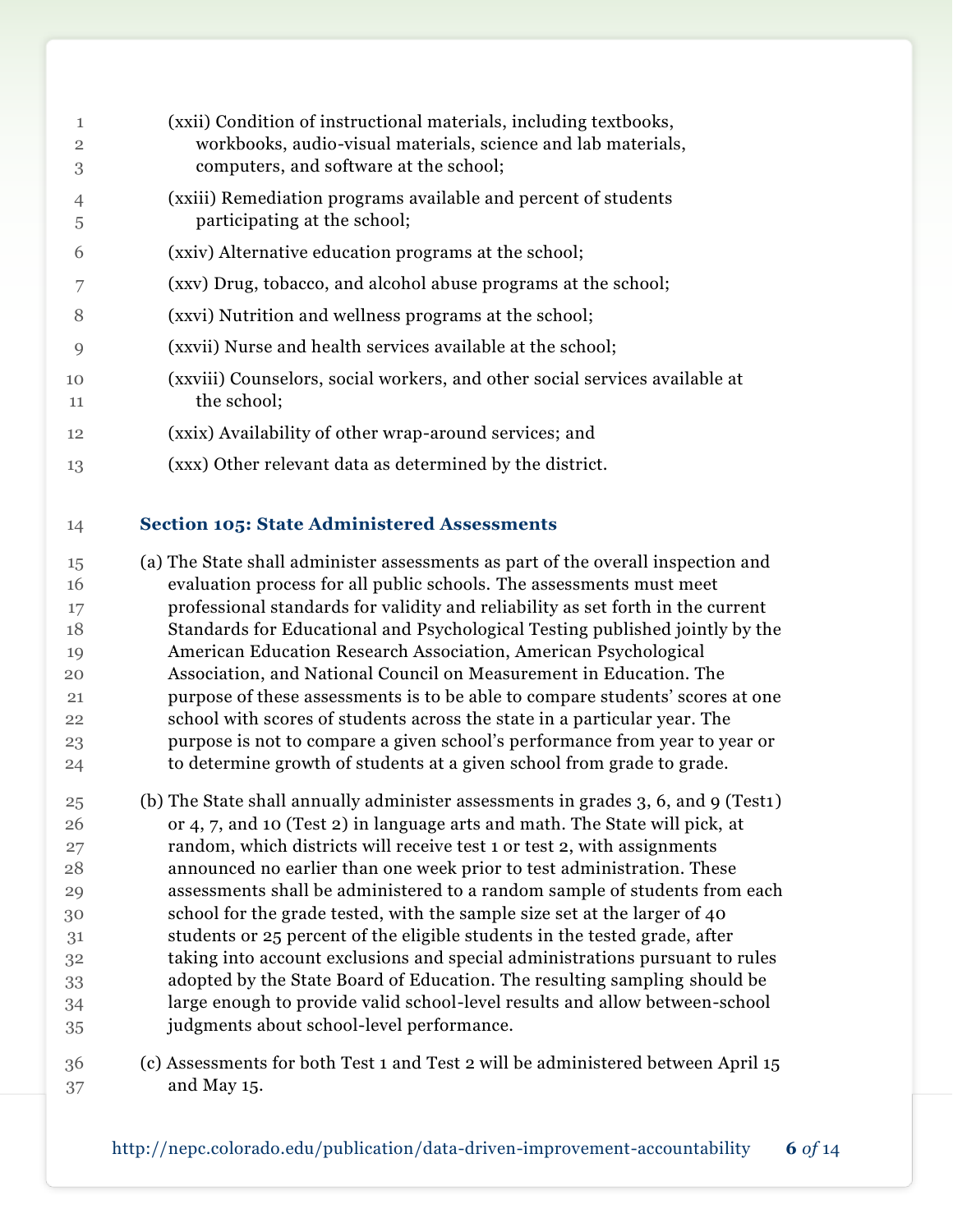(xxii) Condition of instructional materials, including textbooks, workbooks, audio-visual materials, science and lab materials, computers, and software at the school;

(xxiii) Remediation programs available and percent of students participating at the school;

(xxiv) Alternative education programs at the school;

(xxv) Drug, tobacco, and alcohol abuse programs at the school;

(xxvi) Nutrition and wellness programs at the school;

(xxvii) Nurse and health services available at the school;

(xxviii) Counselors, social workers, and other social services available at the school;

(xxix) Availability of other wrap-around services; and

(xxx) Other relevant data as determined by the district.

### Section 105: State Administered Assessments

(a) The State shall administer assessments as part of the overall inspection and evaluation process for all public schools. The assessments must meet professional standards for validity and reliability as set forth in the current Standards for Educational and Psychological Testing published jointly by the American Education Research Association, American Psychological Association, and National Council on Measurement in Education. The purpose of these assessments is to be able to compare students' scores at one school with scores of students across the state in a particular year. The purpose is not to compare a given school's performance from year to year or to determine growth of students at a given school from grade to grade.

(b) The State shall annually administer assessments in grades 3, 6, and 9 (Test1) or 4, 7, and 10 (Test 2) in language arts and math. The State will pick, at random, which districts will receive test 1 or test 2, with assignments announced no earlier than one week prior to test administration. These assessments shall be administered to a random sample of students from each school for the grade tested, with the sample size set at the larger of 40 students or 25 percent of the eligible students in the tested grade, after taking into account exclusions and special administrations pursuant to rules adopted by the State Board of Education. The resulting sampling should be large enough to provide valid school-level results and allow between-school judgments about school-level performance.

(c) Assessments for both Test 1 and Test 2 will be administered between April 15 and May 15.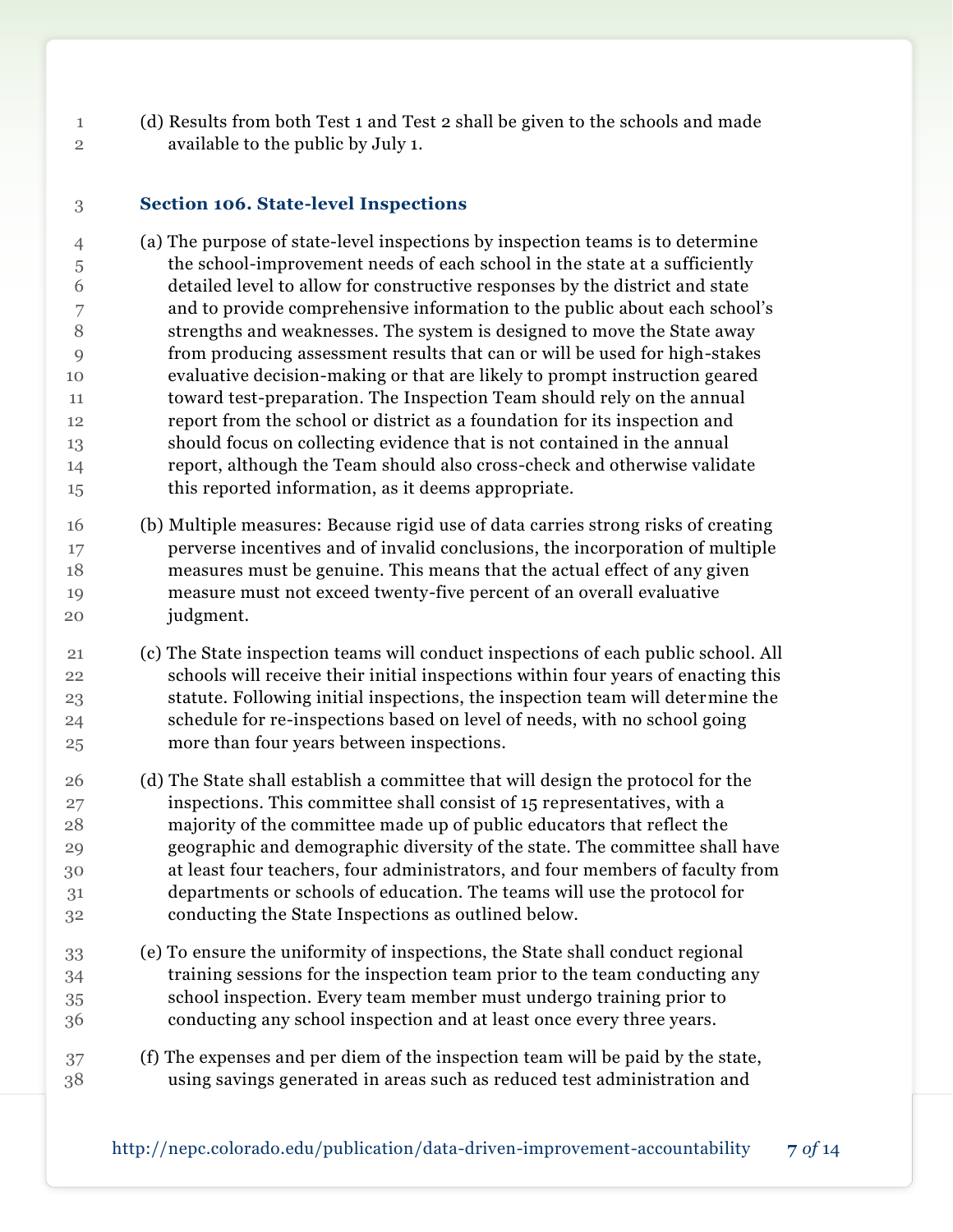(d) Results from both Test 1 and Test 2 shall be given to the schools and made available to the public by July 1.

### Section 106. State-level Inspections

(a) The purpose of state-level inspections by inspection teams is to determine the school-improvement needs of each school in the state at a sufficiently detailed level to allow for constructive responses by the district and state and to provide comprehensive information to the public about each school's strengths and weaknesses. The system is designed to move the State away from producing assessment results that can or will be used for high-stakes evaluative decision-making or that are likely to prompt instruction geared toward test-preparation. The Inspection Team should rely on the annual report from the school or district as a foundation for its inspection and should focus on collecting evidence that is not contained in the annual report, although the Team should also cross-check and otherwise validate this reported information, as it deems appropriate.

(b) Multiple measures: Because rigid use of data carries strong risks of creating perverse incentives and of invalid conclusions, the incorporation of multiple measures must be genuine. This means that the actual effect of any given measure must not exceed twenty-five percent of an overall evaluative judgment.

(c) The State inspection teams will conduct inspections of each public school. All schools will receive their initial inspections within four years of enacting this statute. Following initial inspections, the inspection team will determine the schedule for re-inspections based on level of needs, with no school going more than four years between inspections.

(d) The State shall establish a committee that will design the protocol for the inspections. This committee shall consist of 15 representatives, with a majority of the committee made up of public educators that reflect the geographic and demographic diversity of the state. The committee shall have at least four teachers, four administrators, and four members of faculty from departments or schools of education. The teams will use the protocol for conducting the State Inspections as outlined below.

(e) To ensure the uniformity of inspections, the State shall conduct regional training sessions for the inspection team prior to the team conducting any school inspection. Every team member must undergo training prior to conducting any school inspection and at least once every three years.

(f) The expenses and per diem of the inspection team will be paid by the state, using savings generated in areas such as reduced test administration and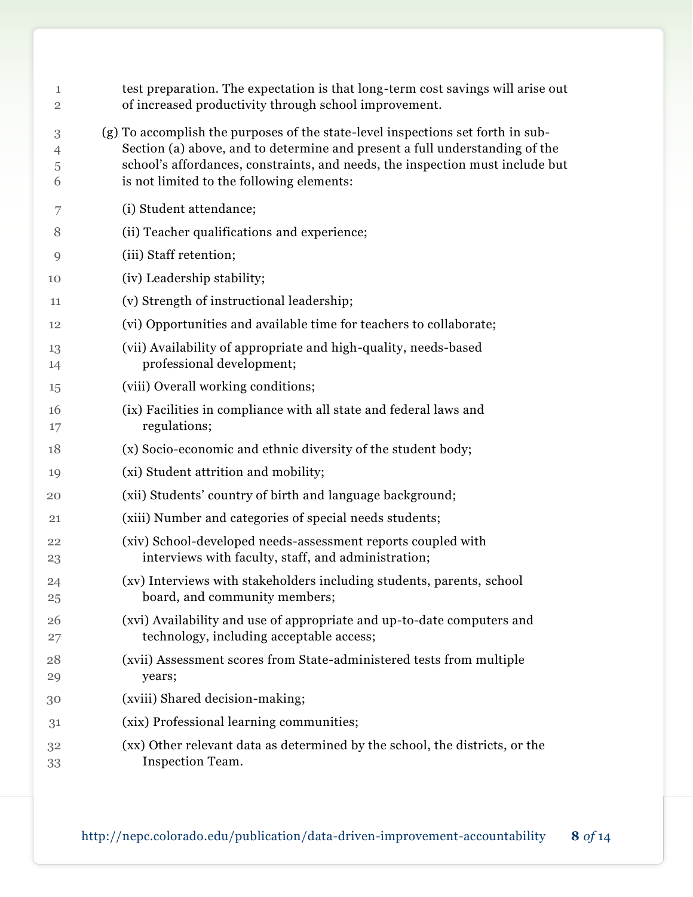test preparation. The expectation is that long-term cost savings will arise out of increased productivity through school improvement.

(g) To accomplish the purposes of the state-level inspections set forth in sub-Section (a) above, and to determine and present a full understanding of the school's affordances, constraints, and needs, the inspection must include but is not limited to the following elements:

(i) Student attendance;

(ii) Teacher qualifications and experience;

(iii) Staff retention;

(iv) Leadership stability;

(v) Strength of instructional leadership;

(vi) Opportunities and available time for teachers to collaborate;

(vii) Availability of appropriate and high-quality, needs-based professional development;

(viii) Overall working conditions;

(ix) Facilities in compliance with all state and federal laws and regulations;

(x) Socio-economic and ethnic diversity of the student body;

(xi) Student attrition and mobility;

(xii) Students' country of birth and language background;

(xiii) Number and categories of special needs students;

(xiv) School-developed needs-assessment reports coupled with interviews with faculty, staff, and administration;

(xv) Interviews with stakeholders including students, parents, school board, and community members;

(xvi) Availability and use of appropriate and up-to-date computers and technology, including acceptable access;

(xvii) Assessment scores from State-administered tests from multiple years;

(xviii) Shared decision-making;

(xix) Professional learning communities;

(xx) Other relevant data as determined by the school, the districts, or the Inspection Team.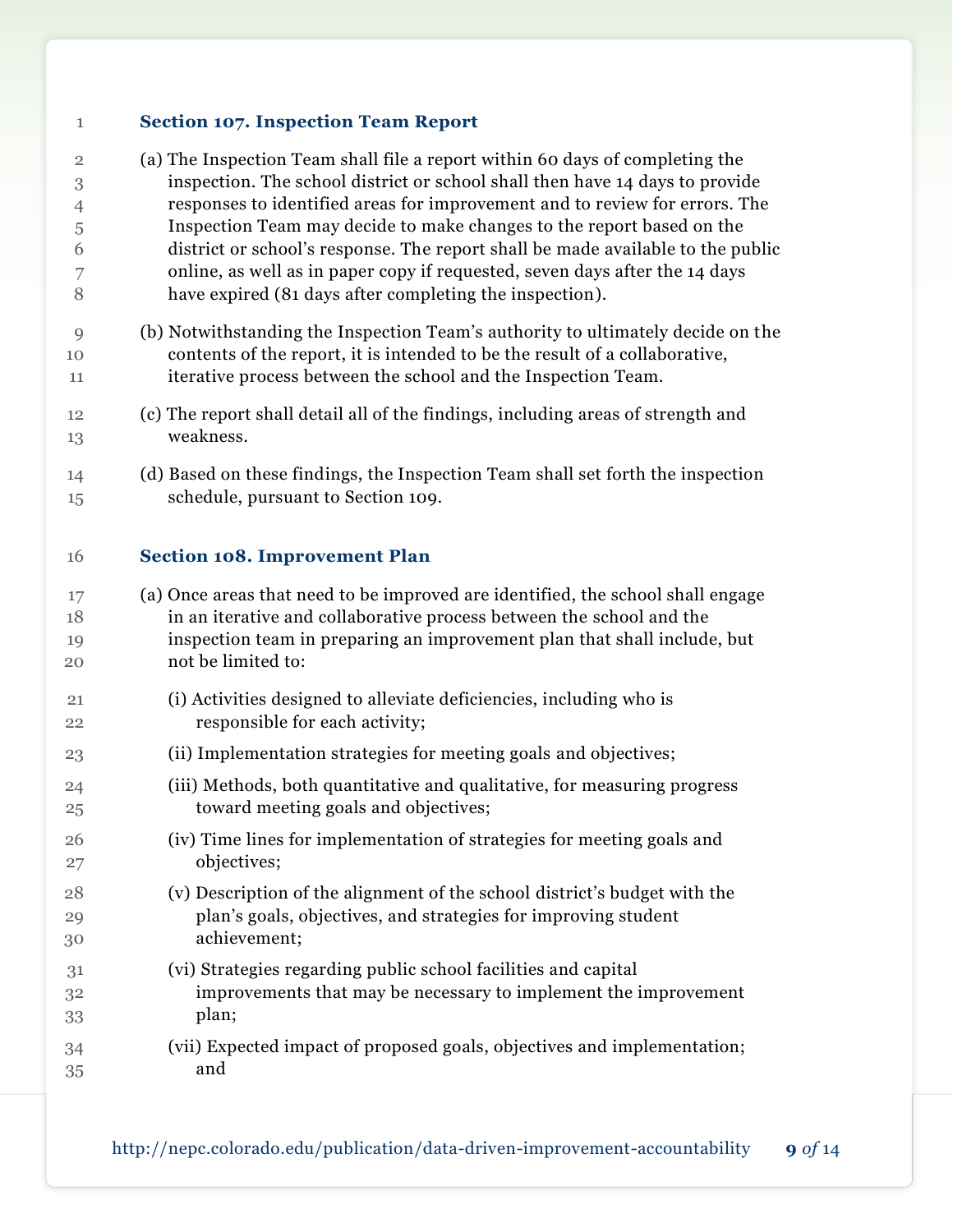### Section 107. Inspection Team Report

(a) The Inspection Team shall file a report within 60 days of completing the inspection. The school district or school shall then have 14 days to provide responses to identified areas for improvement and to review for errors. The Inspection Team may decide to make changes to the report based on the district or school's response. The report shall be made available to the public online, as well as in paper copy if requested, seven days after the 14 days have expired (81 days after completing the inspection).

(b) Notwithstanding the Inspection Team's authority to ultimately decide on the contents of the report, it is intended to be the result of a collaborative, iterative process between the school and the Inspection Team.

(c) The report shall detail all of the findings, including areas of strength and weakness.

(d) Based on these findings, the Inspection Team shall set forth the inspection schedule, pursuant to Section 109.

### Section 108. Improvement Plan

(a) Once areas that need to be improved are identified, the school shall engage in an iterative and collaborative process between the school and the inspection team in preparing an improvement plan that shall include, but not be limited to:

- (i) Activities designed to alleviate deficiencies, including who is responsible for each activity;
- (ii) Implementation strategies for meeting goals and objectives;
- (iii) Methods, both quantitative and qualitative, for measuring progress toward meeting goals and objectives;
- (iv) Time lines for implementation of strategies for meeting goals and objectives;
- (v) Description of the alignment of the school district's budget with the plan's goals, objectives, and strategies for improving student achievement;
- (vi) Strategies regarding public school facilities and capital improvements that may be necessary to implement the improvement plan;
- (vii) Expected impact of proposed goals, objectives and implementation; and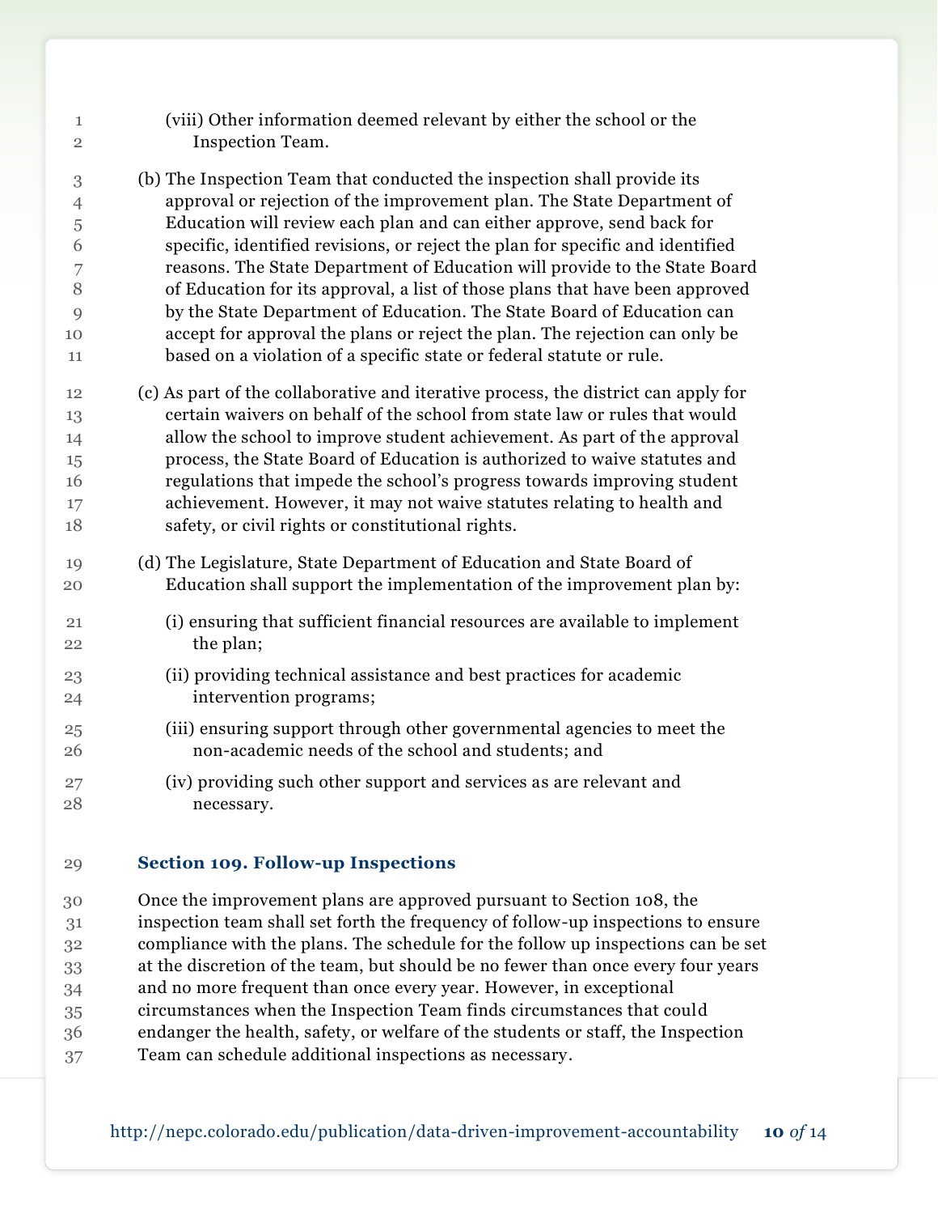(viii) Other information deemed relevant by either the school or the Inspection Team.

(b) The Inspection Team that conducted the inspection shall provide its approval or rejection of the improvement plan. The State Department of Education will review each plan and can either approve, send back for specific, identified revisions, or reject the plan for specific and identified reasons. The State Department of Education will provide to the State Board of Education for its approval, a list of those plans that have been approved by the State Department of Education. The State Board of Education can accept for approval the plans or reject the plan. The rejection can only be based on a violation of a specific state or federal statute or rule.

(c) As part of the collaborative and iterative process, the district can apply for certain waivers on behalf of the school from state law or rules that would allow the school to improve student achievement. As part of the approval process, the State Board of Education is authorized to waive statutes and regulations that impede the school's progress towards improving student achievement. However, it may not waive statutes relating to health and safety, or civil rights or constitutional rights.

(d) The Legislature, State Department of Education and State Board of Education shall support the implementation of the improvement plan by:

(i) ensuring that sufficient financial resources are available to implement the plan;

(ii) providing technical assistance and best practices for academic intervention programs;

(iii) ensuring support through other governmental agencies to meet the non-academic needs of the school and students; and

(iv) providing such other support and services as are relevant and necessary.

### Section 109. Follow-up Inspections

Once the improvement plans are approved pursuant to Section 108, the inspection team shall set forth the frequency of follow-up inspections to ensure compliance with the plans. The schedule for the follow up inspections can be set at the discretion of the team, but should be no fewer than once every four years and no more frequent than once every year. However, in exceptional circumstances when the Inspection Team finds circumstances that could endanger the health, safety, or welfare of the students or staff, the Inspection Team can schedule additional inspections as necessary.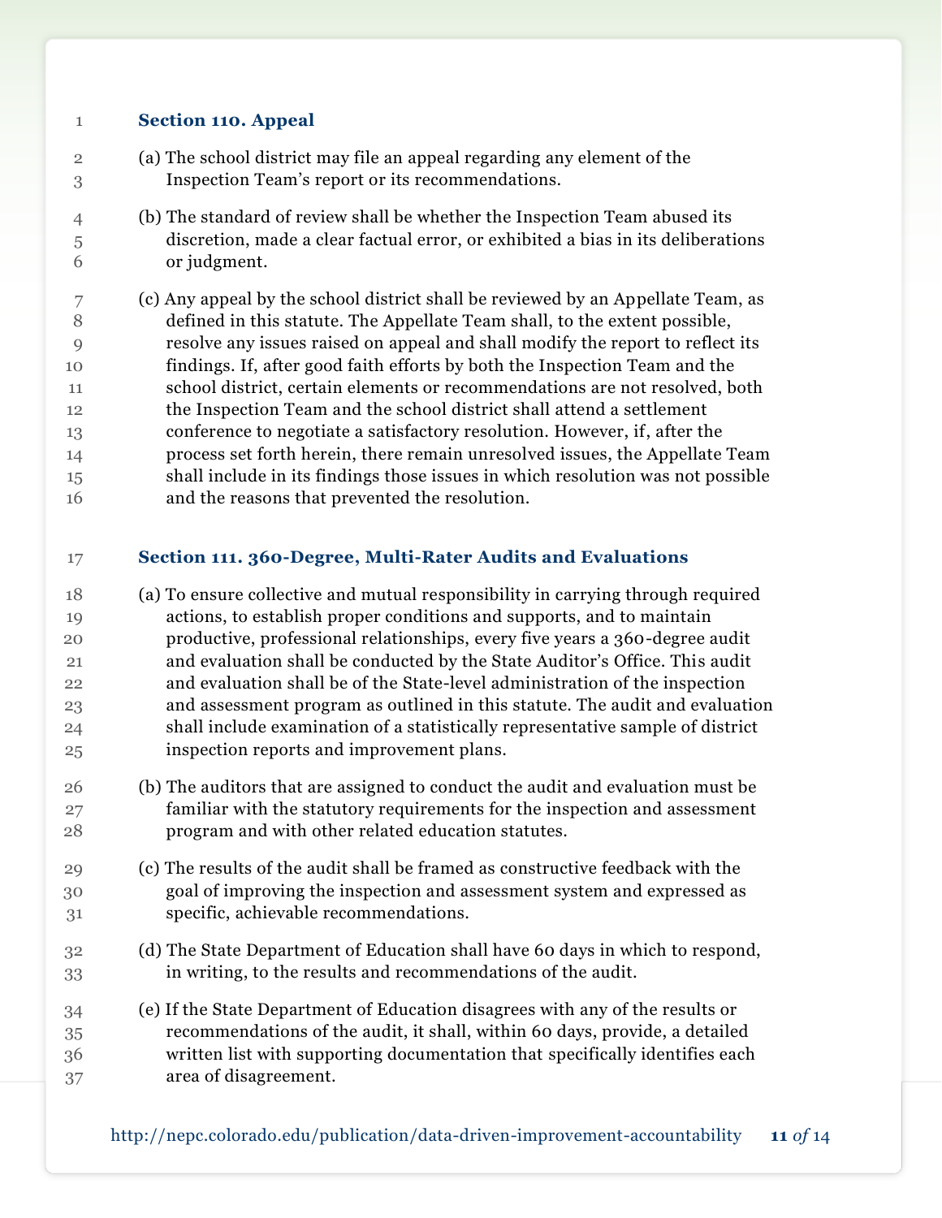### Section 110. Appeal

(a) The school district may file an appeal regarding any element of the Inspection Team's report or its recommendations.

(b) The standard of review shall be whether the Inspection Team abused its discretion, made a clear factual error, or exhibited a bias in its deliberations or judgment.

(c) Any appeal by the school district shall be reviewed by an Appellate Team, as defined in this statute. The Appellate Team shall, to the extent possible, resolve any issues raised on appeal and shall modify the report to reflect its findings. If, after good faith efforts by both the Inspection Team and the school district, certain elements or recommendations are not resolved, both the Inspection Team and the school district shall attend a settlement conference to negotiate a satisfactory resolution. However, if, after the process set forth herein, there remain unresolved issues, the Appellate Team shall include in its findings those issues in which resolution was not possible and the reasons that prevented the resolution.

### Section 111. 360-Degree, Multi-Rater Audits and Evaluations

(a) To ensure collective and mutual responsibility in carrying through required actions, to establish proper conditions and supports, and to maintain productive, professional relationships, every five years a 360-degree audit and evaluation shall be conducted by the State Auditor's Office. This audit and evaluation shall be of the State-level administration of the inspection and assessment program as outlined in this statute. The audit and evaluation shall include examination of a statistically representative sample of district inspection reports and improvement plans.

(b) The auditors that are assigned to conduct the audit and evaluation must be familiar with the statutory requirements for the inspection and assessment program and with other related education statutes.

(c) The results of the audit shall be framed as constructive feedback with the goal of improving the inspection and assessment system and expressed as specific, achievable recommendations.

(d) The State Department of Education shall have 60 days in which to respond, in writing, to the results and recommendations of the audit.

(e) If the State Department of Education disagrees with any of the results or recommendations of the audit, it shall, within 60 days, provide, a detailed written list with supporting documentation that specifically identifies each area of disagreement.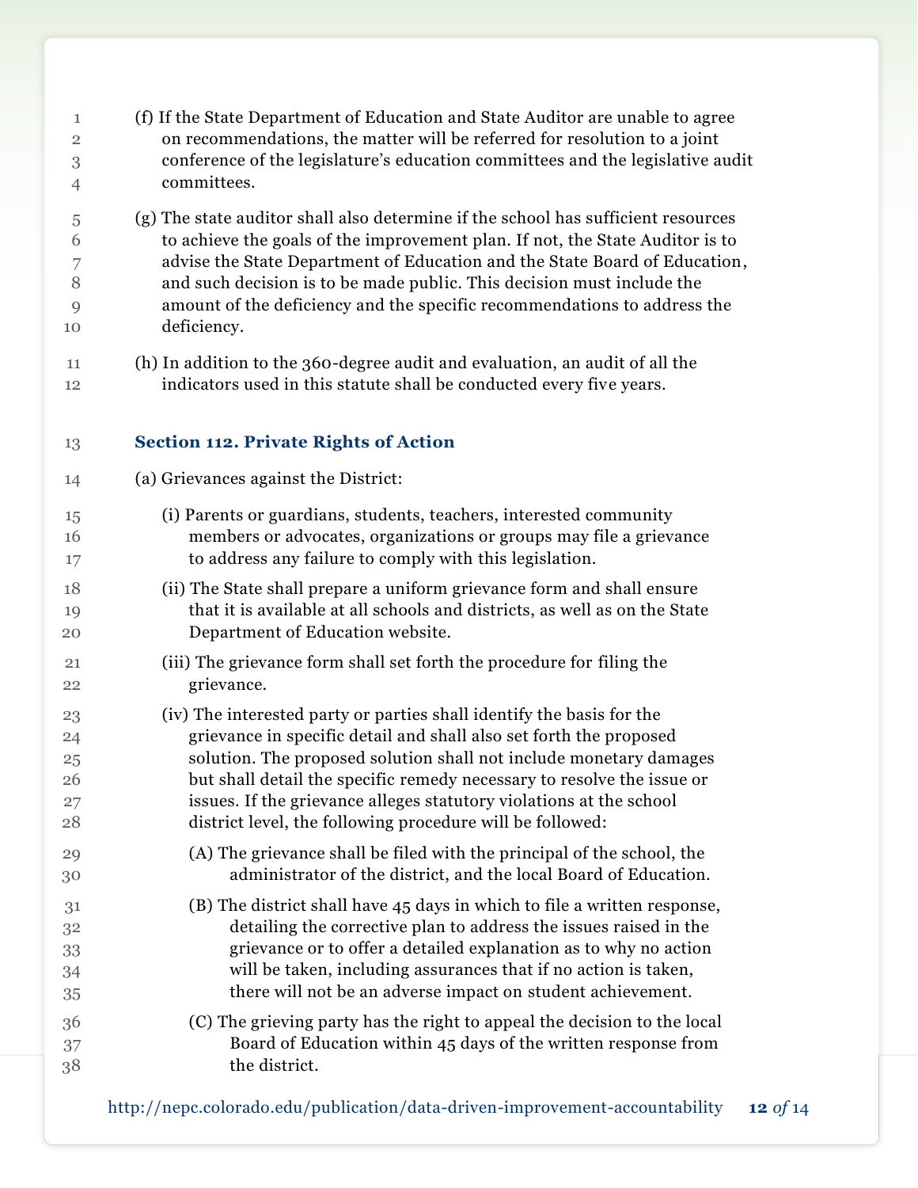(f) If the State Department of Education and State Auditor are unable to agree on recommendations, the matter will be referred for resolution to a joint conference of the legislature's education committees and the legislative audit committees.

(g) The state auditor shall also determine if the school has sufficient resources to achieve the goals of the improvement plan. If not, the State Auditor is to advise the State Department of Education and the State Board of Education, and such decision is to be made public. This decision must include the amount of the deficiency and the specific recommendations to address the deficiency.

(h) In addition to the 360-degree audit and evaluation, an audit of all the indicators used in this statute shall be conducted every five years.

### Section 112. Private Rights of Action

(a) Grievances against the District:

(i) Parents or guardians, students, teachers, interested community members or advocates, organizations or groups may file a grievance to address any failure to comply with this legislation.

(ii) The State shall prepare a uniform grievance form and shall ensure that it is available at all schools and districts, as well as on the State Department of Education website.

(iii) The grievance form shall set forth the procedure for filing the grievance.

(iv) The interested party or parties shall identify the basis for the grievance in specific detail and shall also set forth the proposed solution. The proposed solution shall not include monetary damages but shall detail the specific remedy necessary to resolve the issue or issues. If the grievance alleges statutory violations at the school district level, the following procedure will be followed:

(A) The grievance shall be filed with the principal of the school, the administrator of the district, and the local Board of Education.

(B) The district shall have 45 days in which to file a written response, detailing the corrective plan to address the issues raised in the grievance or to offer a detailed explanation as to why no action will be taken, including assurances that if no action is taken, there will not be an adverse impact on student achievement.

(C) The grieving party has the right to appeal the decision to the local Board of Education within 45 days of the written response from the district.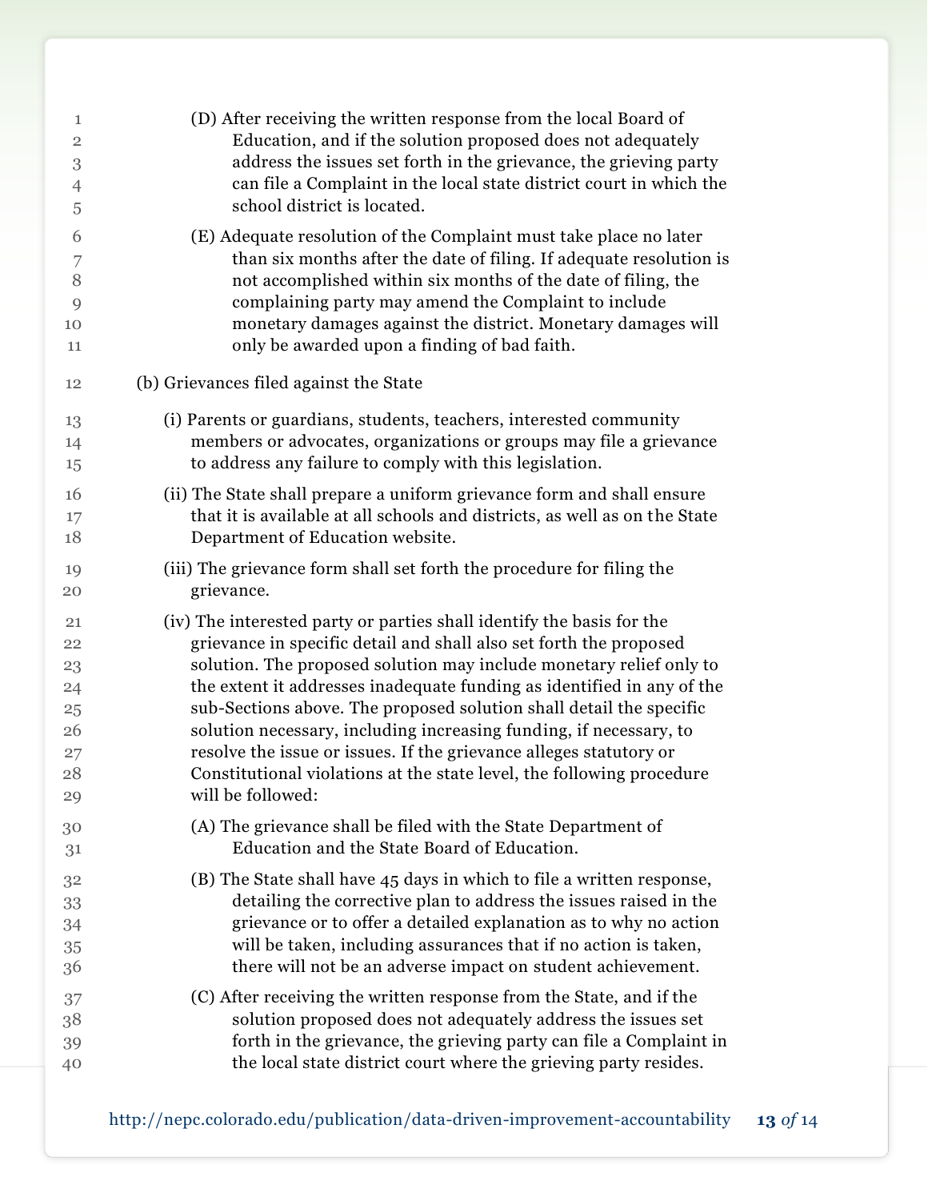(D) After receiving the written response from the local Board of Education, and if the solution proposed does not adequately address the issues set forth in the grievance, the grieving party can file a Complaint in the local state district court in which the school district is located.

(E) Adequate resolution of the Complaint must take place no later than six months after the date of filing. If adequate resolution is not accomplished within six months of the date of filing, the complaining party may amend the Complaint to include monetary damages against the district. Monetary damages will only be awarded upon a finding of bad faith.

(b) Grievances filed against the State

(i) Parents or guardians, students, teachers, interested community members or advocates, organizations or groups may file a grievance to address any failure to comply with this legislation.

(ii) The State shall prepare a uniform grievance form and shall ensure that it is available at all schools and districts, as well as on the State Department of Education website.

(iii) The grievance form shall set forth the procedure for filing the grievance.

(iv) The interested party or parties shall identify the basis for the grievance in specific detail and shall also set forth the proposed solution. The proposed solution may include monetary relief only to the extent it addresses inadequate funding as identified in any of the sub-Sections above. The proposed solution shall detail the specific solution necessary, including increasing funding, if necessary, to resolve the issue or issues. If the grievance alleges statutory or Constitutional violations at the state level, the following procedure will be followed:

(A) The grievance shall be filed with the State Department of Education and the State Board of Education.

(B) The State shall have 45 days in which to file a written response, detailing the corrective plan to address the issues raised in the grievance or to offer a detailed explanation as to why no action will be taken, including assurances that if no action is taken, there will not be an adverse impact on student achievement.

(C) After receiving the written response from the State, and if the solution proposed does not adequately address the issues set forth in the grievance, the grieving party can file a Complaint in the local state district court where the grieving party resides.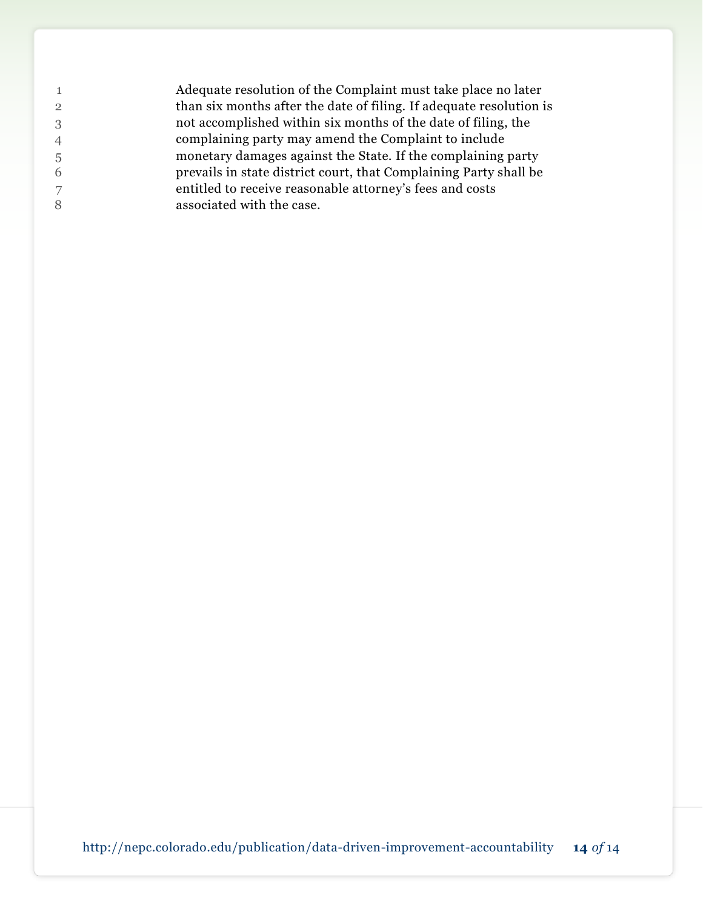Adequate resolution of the Complaint must take place no later than six months after the date of filing. If adequate resolution is not accomplished within six months of the date of filing, the complaining party may amend the Complaint to include monetary damages against the State. If the complaining party prevails in state district court, that Complaining Party shall be entitled to receive reasonable attorney's fees and costs associated with the case.